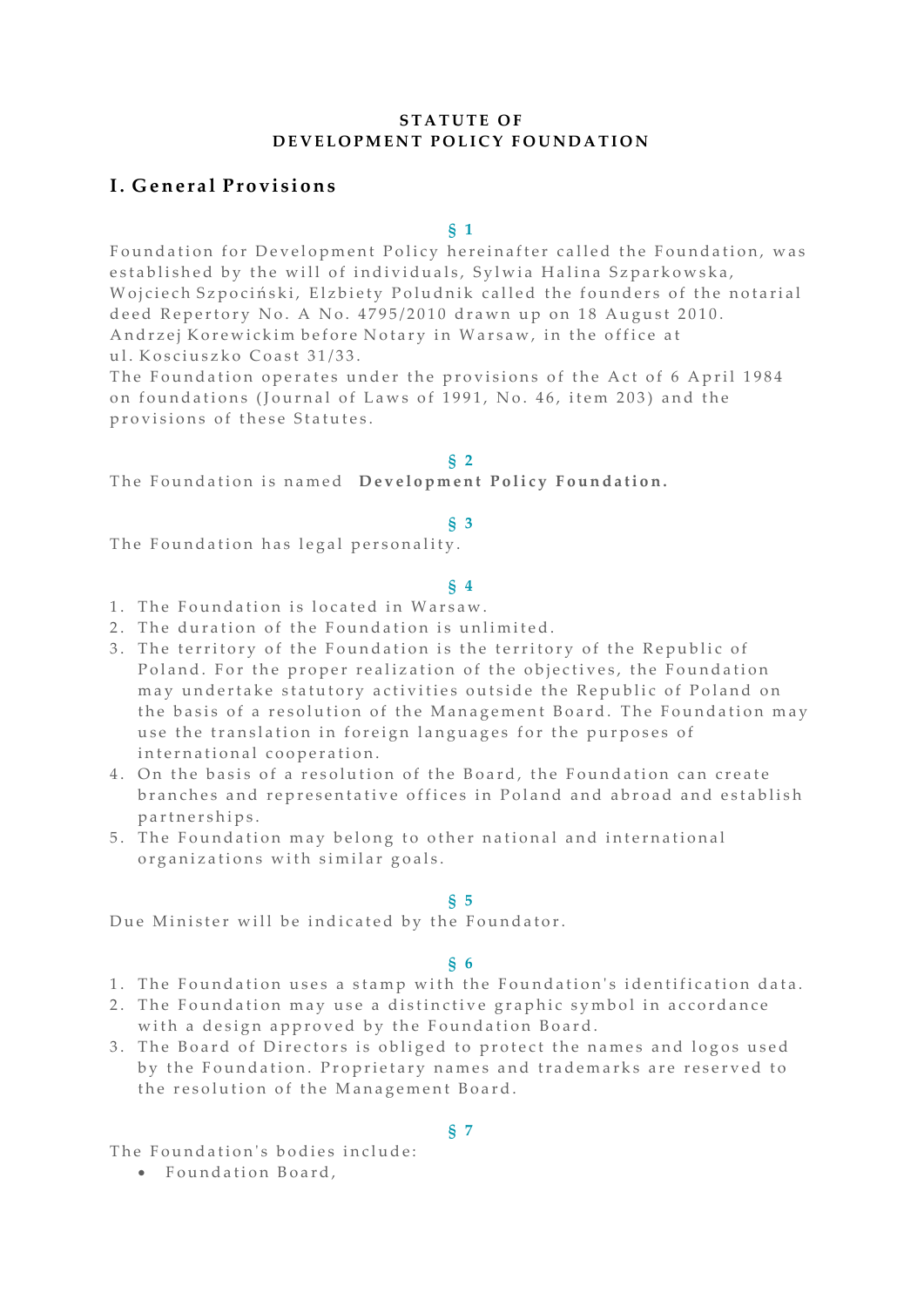**STATUTE OF**
**DEVELOPMENT POLICY FOUNDATION**

## I. General Provisions

**§ 1**

Foundation for Development Policy hereinafter called the Foundation, was established by the will of individuals, Sylwia Halina Szparkowska, Wojciech Szpociński, Elzbiety Poludnik called the founders of the notarial deed Repertory No. A No. 4795/2010 drawn up on 18 August 2010. Andrzej Korewickim before Notary in Warsaw, in the office at ul. Kosciuszko Coast 31/33.

The Foundation operates under the provisions of the Act of 6 April 1984 on foundations (Journal of Laws of 1991, No. 46, item 203) and the provisions of these Statutes.

**§ 2**

The Foundation is named **Development Policy Foundation.**

**§ 3**

The Foundation has legal personality.

**§ 4**

1. The Foundation is located in Warsaw.
2. The duration of the Foundation is unlimited.
3. The territory of the Foundation is the territory of the Republic of Poland. For the proper realization of the objectives, the Foundation may undertake statutory activities outside the Republic of Poland on the basis of a resolution of the Management Board. The Foundation may use the translation in foreign languages for the purposes of international cooperation.
4. On the basis of a resolution of the Board, the Foundation can create branches and representative offices in Poland and abroad and establish partnerships.
5. The Foundation may belong to other national and international organizations with similar goals.

**§ 5**

Due Minister will be indicated by the Foundator.

**§ 6**

1. The Foundation uses a stamp with the Foundation's identification data.
2. The Foundation may use a distinctive graphic symbol in accordance with a design approved by the Foundation Board.
3. The Board of Directors is obliged to protect the names and logos used by the Foundation. Proprietary names and trademarks are reserved to the resolution of the Management Board.

**§ 7**

The Foundation's bodies include:

- Foundation Board,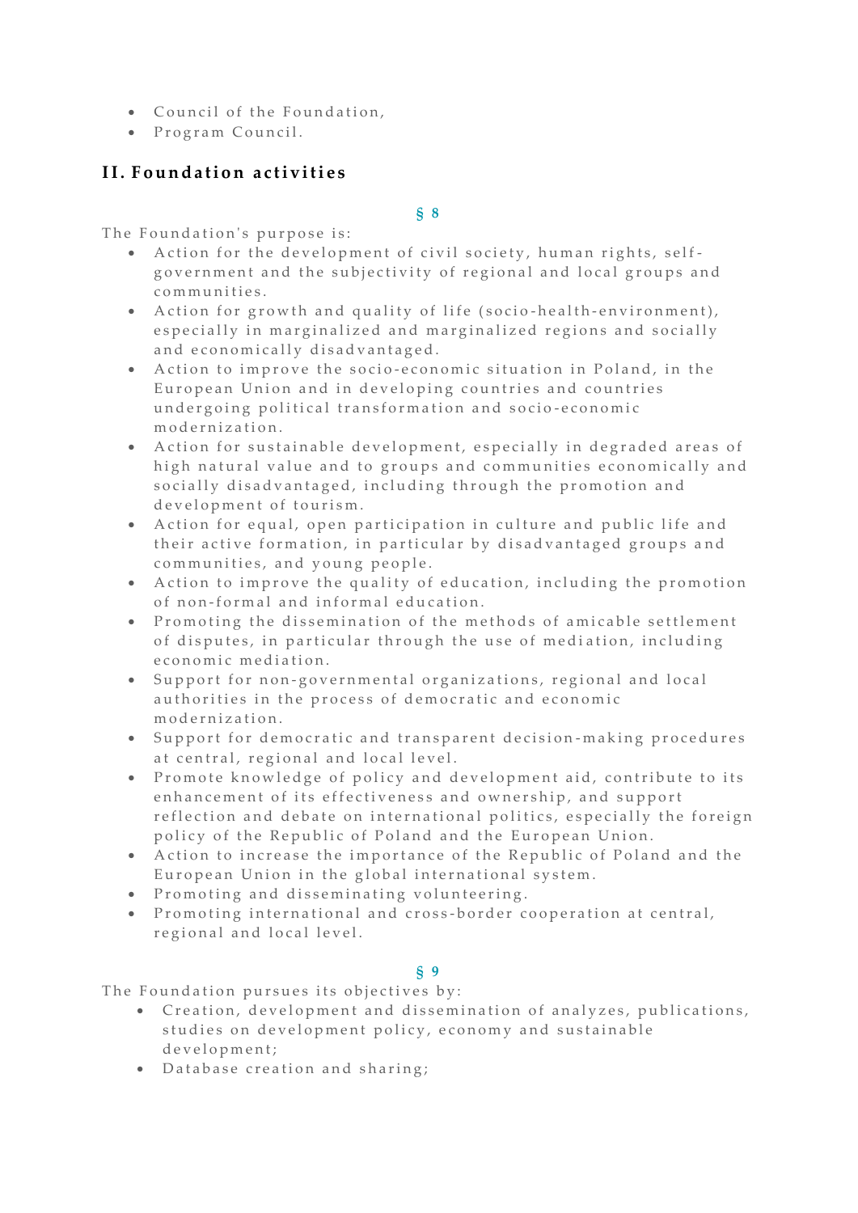- Council of the Foundation,
- Program Council.

## II. Foundation activities

**§ 8**

The Foundation's purpose is:

- Action for the development of civil society, human rights, self-government and the subjectivity of regional and local groups and communities.
- Action for growth and quality of life (socio-health-environment), especially in marginalized and marginalized regions and socially and economically disadvantaged.
- Action to improve the socio-economic situation in Poland, in the European Union and in developing countries and countries undergoing political transformation and socio-economic modernization.
- Action for sustainable development, especially in degraded areas of high natural value and to groups and communities economically and socially disadvantaged, including through the promotion and development of tourism.
- Action for equal, open participation in culture and public life and their active formation, in particular by disadvantaged groups and communities, and young people.
- Action to improve the quality of education, including the promotion of non-formal and informal education.
- Promoting the dissemination of the methods of amicable settlement of disputes, in particular through the use of mediation, including economic mediation.
- Support for non-governmental organizations, regional and local authorities in the process of democratic and economic modernization.
- Support for democratic and transparent decision-making procedures at central, regional and local level.
- Promote knowledge of policy and development aid, contribute to its enhancement of its effectiveness and ownership, and support reflection and debate on international politics, especially the foreign policy of the Republic of Poland and the European Union.
- Action to increase the importance of the Republic of Poland and the European Union in the global international system.
- Promoting and disseminating volunteering.
- Promoting international and cross-border cooperation at central, regional and local level.

**§ 9**

The Foundation pursues its objectives by:

- Creation, development and dissemination of analyzes, publications, studies on development policy, economy and sustainable development;
- Database creation and sharing;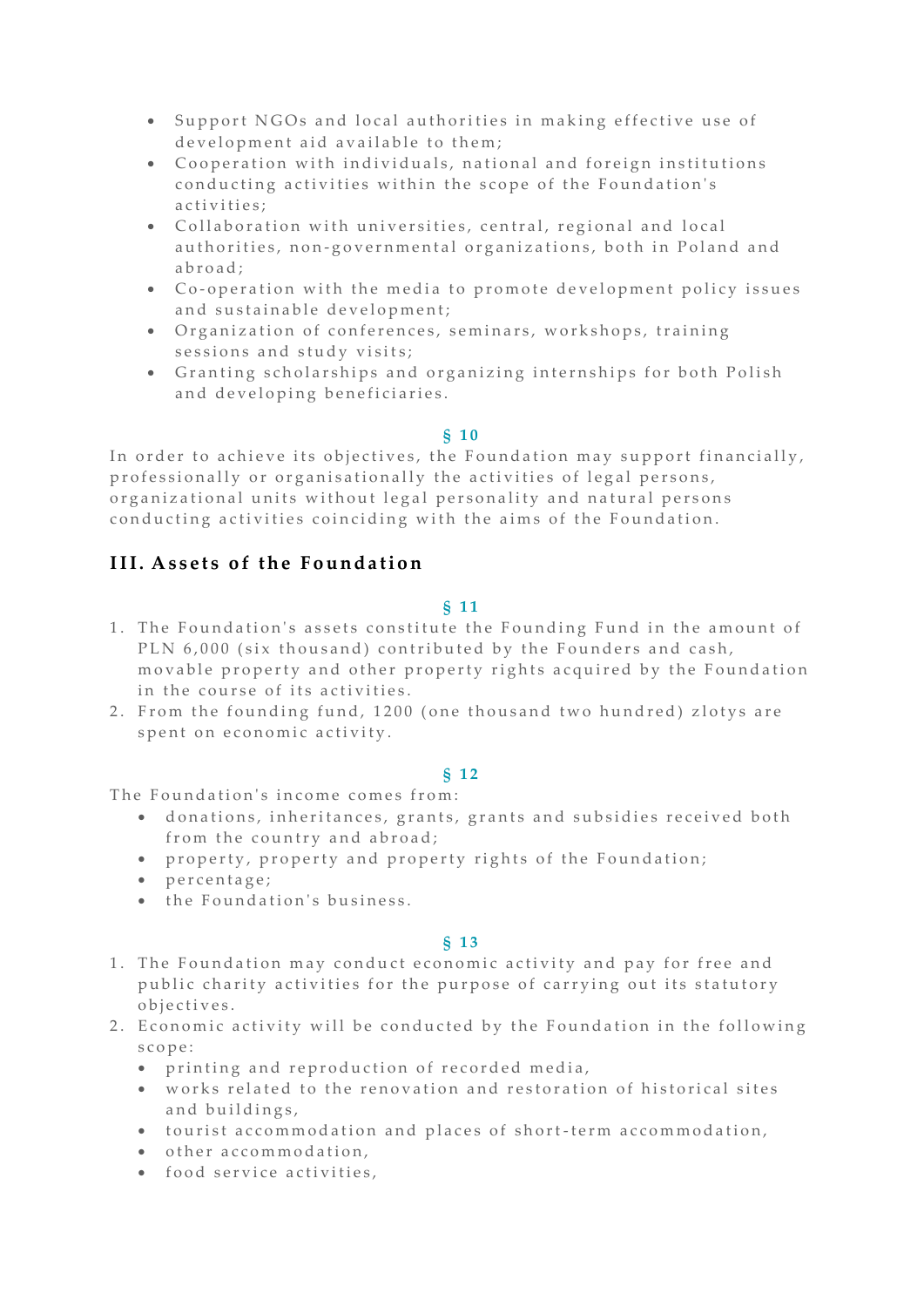- Support NGOs and local authorities in making effective use of development aid available to them;
- Cooperation with individuals, national and foreign institutions conducting activities within the scope of the Foundation's activities;
- Collaboration with universities, central, regional and local authorities, non-governmental organizations, both in Poland and abroad;
- Co-operation with the media to promote development policy issues and sustainable development;
- Organization of conferences, seminars, workshops, training sessions and study visits;
- Granting scholarships and organizing internships for both Polish and developing beneficiaries.

**§ 10**

In order to achieve its objectives, the Foundation may support financially, professionally or organisationally the activities of legal persons, organizational units without legal personality and natural persons conducting activities coinciding with the aims of the Foundation.

## III. Assets of the Foundation

**§ 11**

1. The Foundation's assets constitute the Founding Fund in the amount of PLN 6,000 (six thousand) contributed by the Founders and cash, movable property and other property rights acquired by the Foundation in the course of its activities.
2. From the founding fund, 1200 (one thousand two hundred) zlotys are spent on economic activity.

**§ 12**

The Foundation's income comes from:

- donations, inheritances, grants, grants and subsidies received both from the country and abroad;
- property, property and property rights of the Foundation;
- percentage;
- the Foundation's business.

**§ 13**

1. The Foundation may conduct economic activity and pay for free and public charity activities for the purpose of carrying out its statutory objectives.
2. Economic activity will be conducted by the Foundation in the following scope:
   - printing and reproduction of recorded media,
   - works related to the renovation and restoration of historical sites and buildings,
   - tourist accommodation and places of short-term accommodation,
   - other accommodation,
   - food service activities,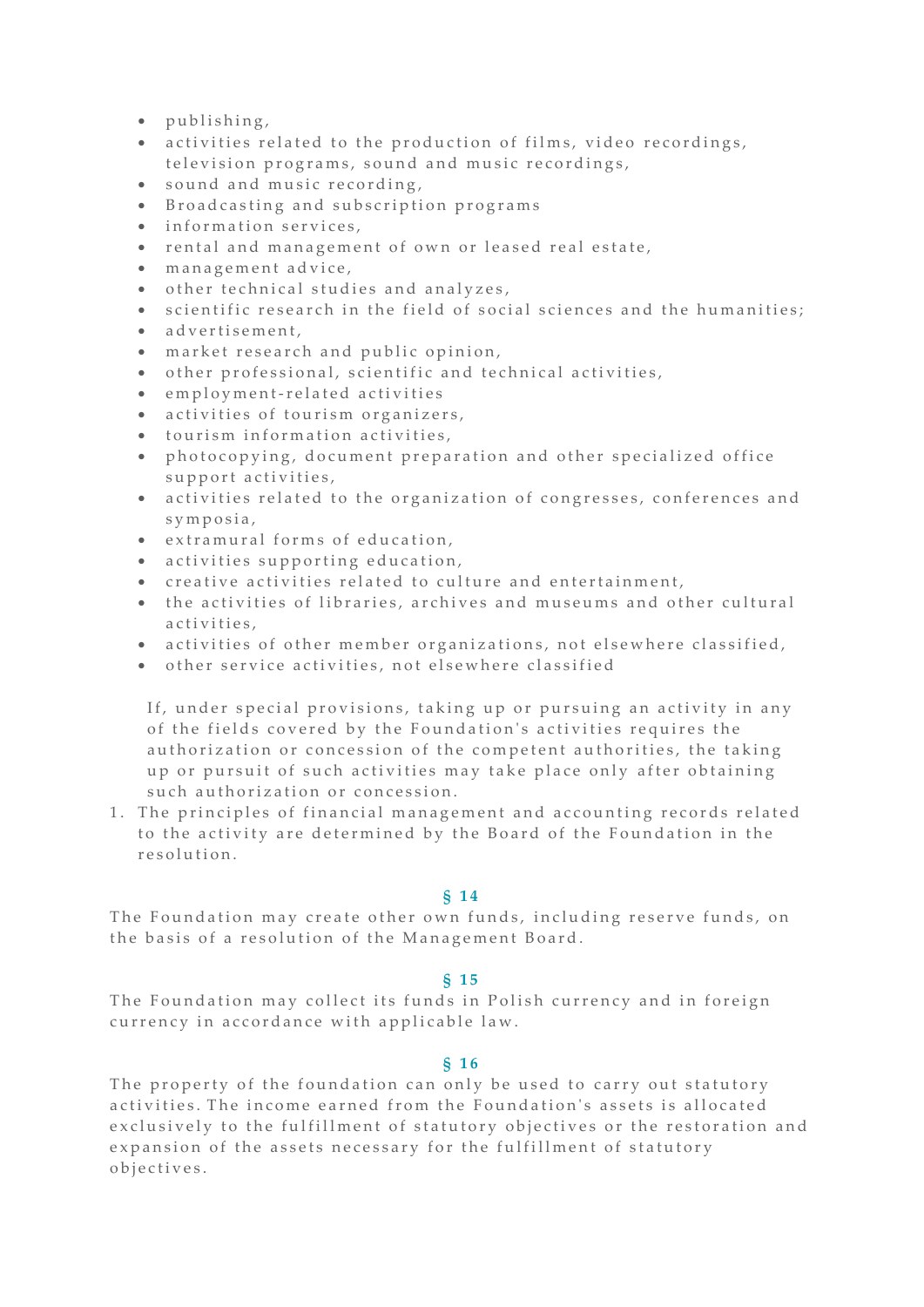- publishing,
- activities related to the production of films, video recordings, television programs, sound and music recordings,
- sound and music recording,
- Broadcasting and subscription programs
- information services,
- rental and management of own or leased real estate,
- management advice,
- other technical studies and analyzes,
- scientific research in the field of social sciences and the humanities;
- advertisement,
- market research and public opinion,
- other professional, scientific and technical activities,
- employment-related activities
- activities of tourism organizers,
- tourism information activities,
- photocopying, document preparation and other specialized office support activities,
- activities related to the organization of congresses, conferences and symposia,
- extramural forms of education,
- activities supporting education,
- creative activities related to culture and entertainment,
- the activities of libraries, archives and museums and other cultural activities,
- activities of other member organizations, not elsewhere classified,
- other service activities, not elsewhere classified

If, under special provisions, taking up or pursuing an activity in any of the fields covered by the Foundation's activities requires the authorization or concession of the competent authorities, the taking up or pursuit of such activities may take place only after obtaining such authorization or concession.

1. The principles of financial management and accounting records related to the activity are determined by the Board of the Foundation in the resolution.

**§ 14**

The Foundation may create other own funds, including reserve funds, on the basis of a resolution of the Management Board.

**§ 15**

The Foundation may collect its funds in Polish currency and in foreign currency in accordance with applicable law.

**§ 16**

The property of the foundation can only be used to carry out statutory activities. The income earned from the Foundation's assets is allocated exclusively to the fulfillment of statutory objectives or the restoration and expansion of the assets necessary for the fulfillment of statutory objectives.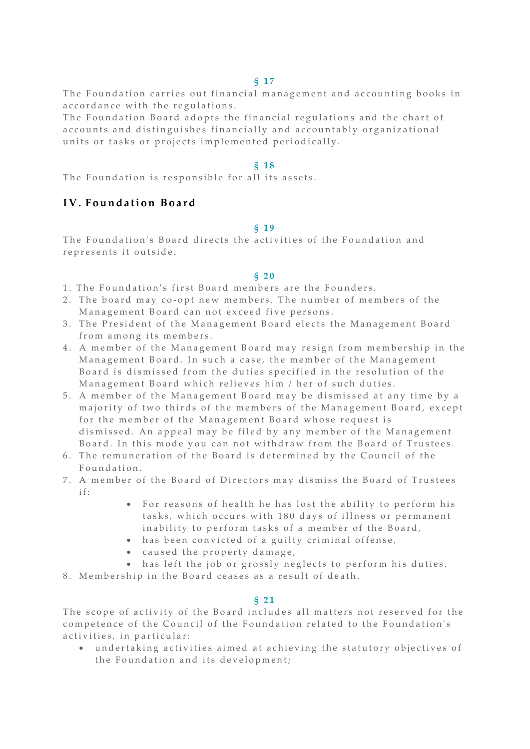§ 17

The Foundation carries out financial management and accounting books in accordance with the regulations.
The Foundation Board adopts the financial regulations and the chart of accounts and distinguishes financially and accountably organizational units or tasks or projects implemented periodically.

§ 18

The Foundation is responsible for all its assets.

## IV. Foundation Board

§ 19

The Foundation's Board directs the activities of the Foundation and represents it outside.

§ 20

1. The Foundation's first Board members are the Founders.
2. The board may co-opt new members. The number of members of the Management Board can not exceed five persons.
3. The President of the Management Board elects the Management Board from among its members.
4. A member of the Management Board may resign from membership in the Management Board. In such a case, the member of the Management Board is dismissed from the duties specified in the resolution of the Management Board which relieves him / her of such duties.
5. A member of the Management Board may be dismissed at any time by a majority of two thirds of the members of the Management Board, except for the member of the Management Board whose request is dismissed. An appeal may be filed by any member of the Management Board. In this mode you can not withdraw from the Board of Trustees.
6. The remuneration of the Board is determined by the Council of the Foundation.
7. A member of the Board of Directors may dismiss the Board of Trustees if:
   - For reasons of health he has lost the ability to perform his tasks, which occurs with 180 days of illness or permanent inability to perform tasks of a member of the Board,
   - has been convicted of a guilty criminal offense,
   - caused the property damage,
   - has left the job or grossly neglects to perform his duties.
8. Membership in the Board ceases as a result of death.

§ 21

The scope of activity of the Board includes all matters not reserved for the competence of the Council of the Foundation related to the Foundation's activities, in particular:

- undertaking activities aimed at achieving the statutory objectives of the Foundation and its development;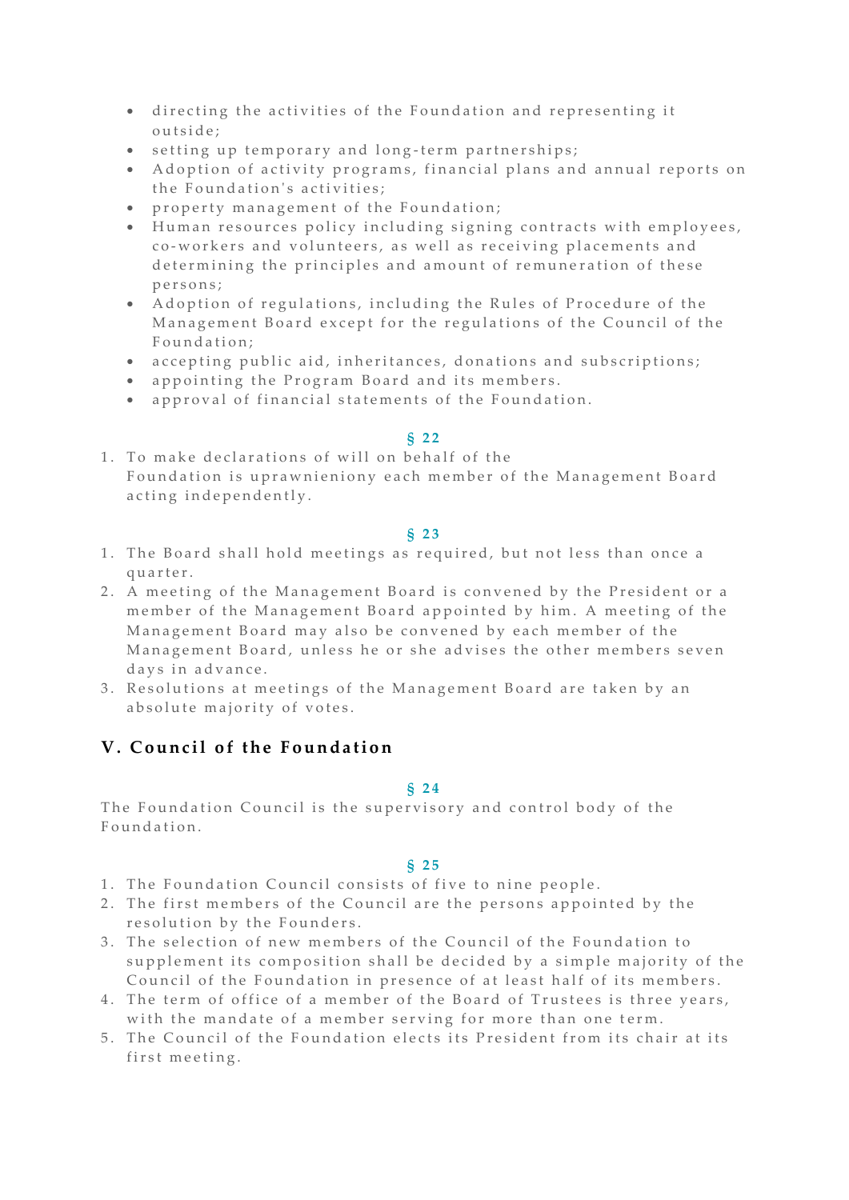- directing the activities of the Foundation and representing it outside;
- setting up temporary and long-term partnerships;
- Adoption of activity programs, financial plans and annual reports on the Foundation's activities;
- property management of the Foundation;
- Human resources policy including signing contracts with employees, co-workers and volunteers, as well as receiving placements and determining the principles and amount of remuneration of these persons;
- Adoption of regulations, including the Rules of Procedure of the Management Board except for the regulations of the Council of the Foundation;
- accepting public aid, inheritances, donations and subscriptions;
- appointing the Program Board and its members.
- approval of financial statements of the Foundation.

**§ 22**

1. To make declarations of will on behalf of the Foundation is uprawnieniony each member of the Management Board acting independently.

**§ 23**

1. The Board shall hold meetings as required, but not less than once a quarter.
2. A meeting of the Management Board is convened by the President or a member of the Management Board appointed by him. A meeting of the Management Board may also be convened by each member of the Management Board, unless he or she advises the other members seven days in advance.
3. Resolutions at meetings of the Management Board are taken by an absolute majority of votes.

## V. Council of the Foundation

**§ 24**

The Foundation Council is the supervisory and control body of the Foundation.

**§ 25**

1. The Foundation Council consists of five to nine people.
2. The first members of the Council are the persons appointed by the resolution by the Founders.
3. The selection of new members of the Council of the Foundation to supplement its composition shall be decided by a simple majority of the Council of the Foundation in presence of at least half of its members.
4. The term of office of a member of the Board of Trustees is three years, with the mandate of a member serving for more than one term.
5. The Council of the Foundation elects its President from its chair at its first meeting.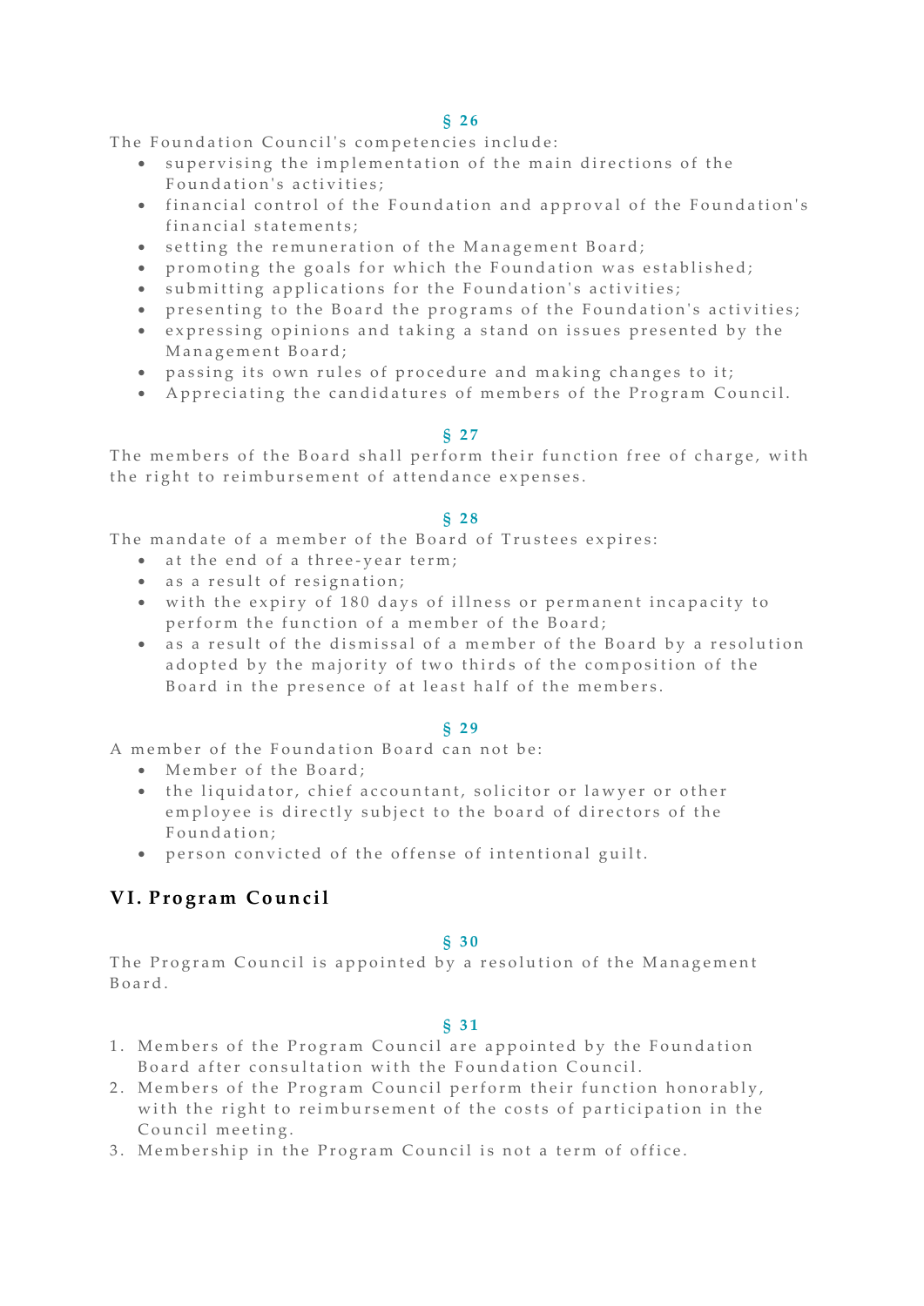**§ 26**

The Foundation Council's competencies include:

- supervising the implementation of the main directions of the Foundation's activities;
- financial control of the Foundation and approval of the Foundation's financial statements;
- setting the remuneration of the Management Board;
- promoting the goals for which the Foundation was established;
- submitting applications for the Foundation's activities;
- presenting to the Board the programs of the Foundation's activities;
- expressing opinions and taking a stand on issues presented by the Management Board;
- passing its own rules of procedure and making changes to it;
- Appreciating the candidatures of members of the Program Council.

**§ 27**

The members of the Board shall perform their function free of charge, with the right to reimbursement of attendance expenses.

**§ 28**

The mandate of a member of the Board of Trustees expires:

- at the end of a three-year term;
- as a result of resignation;
- with the expiry of 180 days of illness or permanent incapacity to perform the function of a member of the Board;
- as a result of the dismissal of a member of the Board by a resolution adopted by the majority of two thirds of the composition of the Board in the presence of at least half of the members.

**§ 29**

A member of the Foundation Board can not be:

- Member of the Board;
- the liquidator, chief accountant, solicitor or lawyer or other employee is directly subject to the board of directors of the Foundation;
- person convicted of the offense of intentional guilt.

## VI. Program Council

**§ 30**

The Program Council is appointed by a resolution of the Management Board.

**§ 31**

1. Members of the Program Council are appointed by the Foundation Board after consultation with the Foundation Council.
2. Members of the Program Council perform their function honorably, with the right to reimbursement of the costs of participation in the Council meeting.
3. Membership in the Program Council is not a term of office.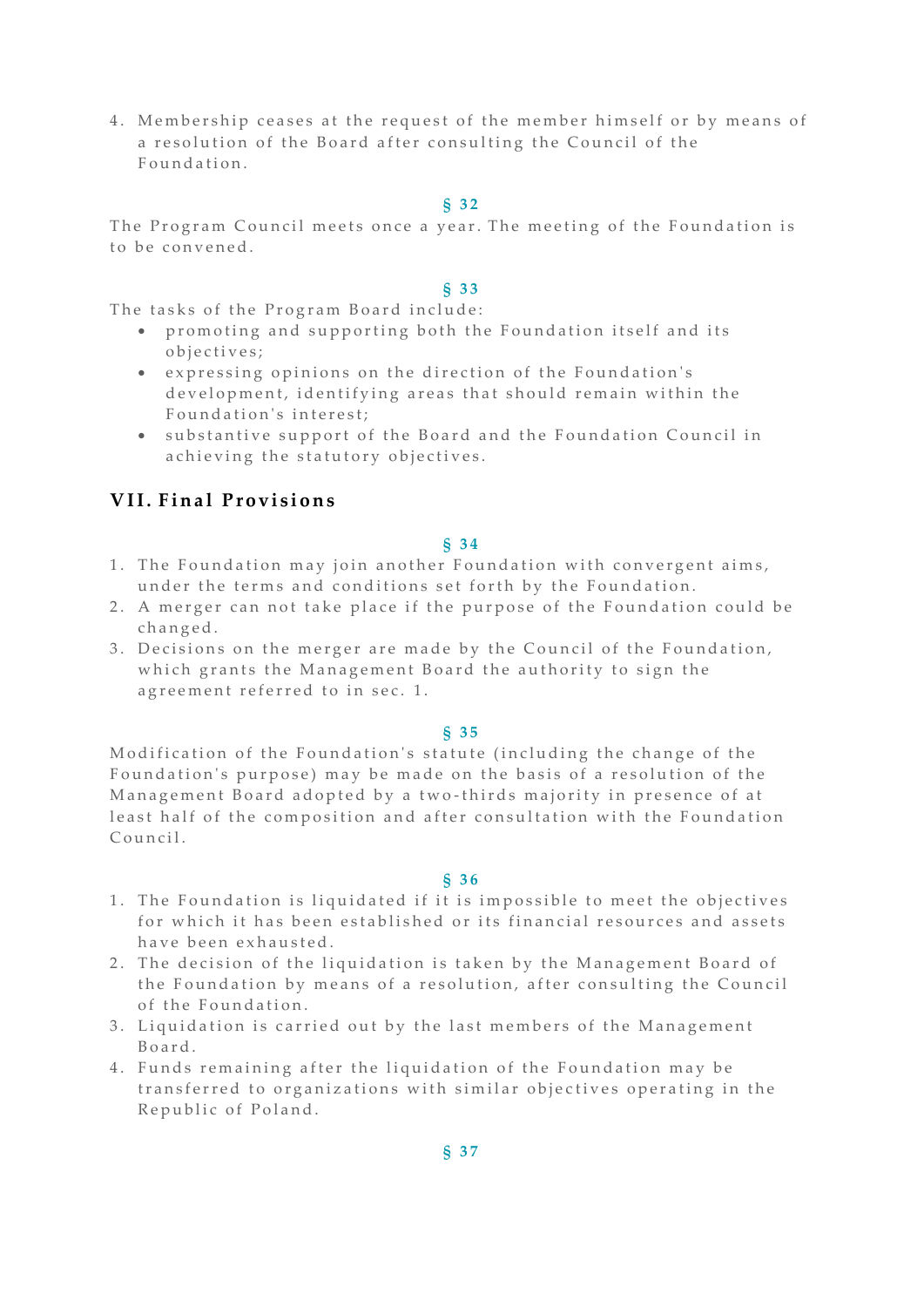4. Membership ceases at the request of the member himself or by means of a resolution of the Board after consulting the Council of the Foundation.

**§ 32**

The Program Council meets once a year. The meeting of the Foundation is to be convened.

**§ 33**

The tasks of the Program Board include:

- promoting and supporting both the Foundation itself and its objectives;
- expressing opinions on the direction of the Foundation's development, identifying areas that should remain within the Foundation's interest;
- substantive support of the Board and the Foundation Council in achieving the statutory objectives.

## VII. Final Provisions

**§ 34**

1. The Foundation may join another Foundation with convergent aims, under the terms and conditions set forth by the Foundation.
2. A merger can not take place if the purpose of the Foundation could be changed.
3. Decisions on the merger are made by the Council of the Foundation, which grants the Management Board the authority to sign the agreement referred to in sec. 1.

**§ 35**

Modification of the Foundation's statute (including the change of the Foundation's purpose) may be made on the basis of a resolution of the Management Board adopted by a two-thirds majority in presence of at least half of the composition and after consultation with the Foundation Council.

**§ 36**

1. The Foundation is liquidated if it is impossible to meet the objectives for which it has been established or its financial resources and assets have been exhausted.
2. The decision of the liquidation is taken by the Management Board of the Foundation by means of a resolution, after consulting the Council of the Foundation.
3. Liquidation is carried out by the last members of the Management Board.
4. Funds remaining after the liquidation of the Foundation may be transferred to organizations with similar objectives operating in the Republic of Poland.

**§ 37**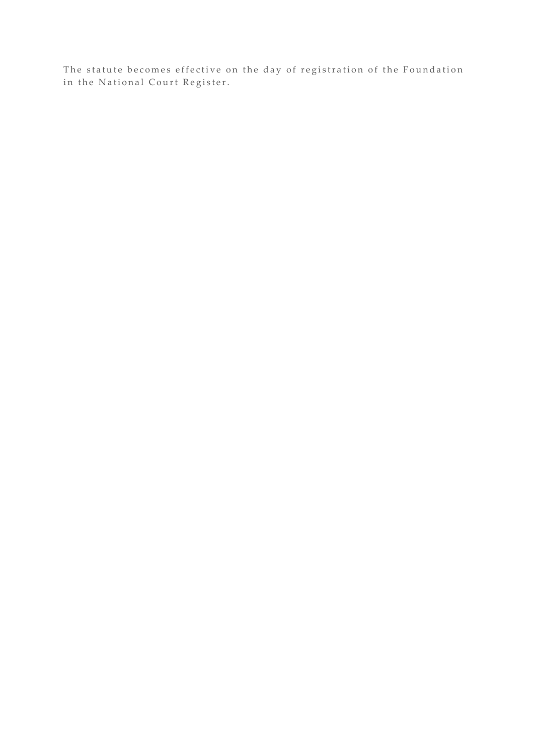The statute becomes effective on the day of registration of the Foundation in the National Court Register.